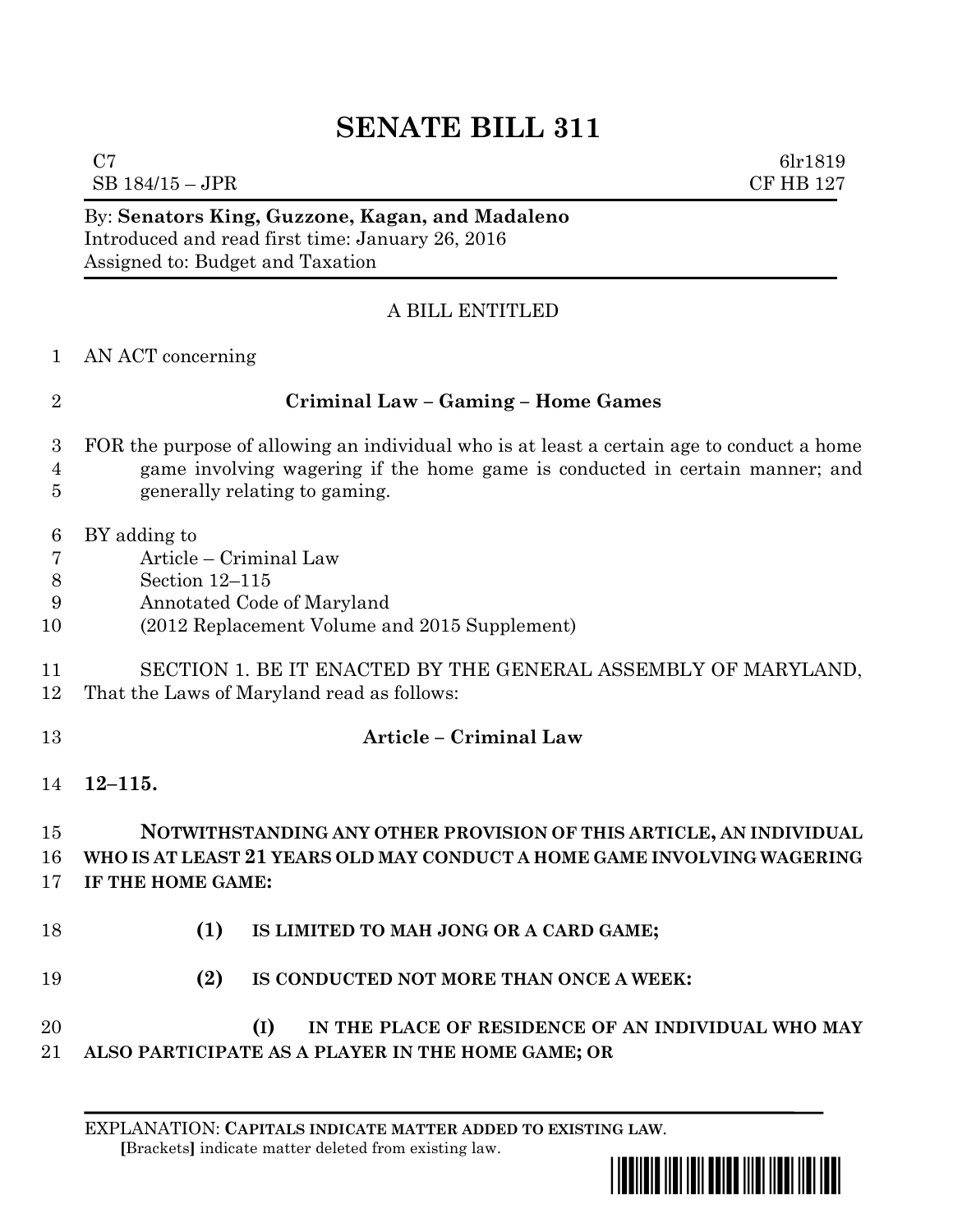# SENATE BILL 311

C7 6lr1819
SB 184/15 – JPR CF HB 127

By: **Senators King, Guzzone, Kagan, and Madaleno**
Introduced and read first time: January 26, 2016
Assigned to: Budget and Taxation

A BILL ENTITLED

AN ACT concerning

**Criminal Law – Gaming – Home Games**

FOR the purpose of allowing an individual who is at least a certain age to conduct a home game involving wagering if the home game is conducted in certain manner; and generally relating to gaming.

BY adding to
Article – Criminal Law
Section 12–115
Annotated Code of Maryland
(2012 Replacement Volume and 2015 Supplement)

SECTION 1. BE IT ENACTED BY THE GENERAL ASSEMBLY OF MARYLAND, That the Laws of Maryland read as follows:

**Article – Criminal Law**

**12–115.**

**NOTWITHSTANDING ANY OTHER PROVISION OF THIS ARTICLE, AN INDIVIDUAL WHO IS AT LEAST 21 YEARS OLD MAY CONDUCT A HOME GAME INVOLVING WAGERING IF THE HOME GAME:**

**(1) IS LIMITED TO MAH JONG OR A CARD GAME;**

**(2) IS CONDUCTED NOT MORE THAN ONCE A WEEK:**

**(I) IN THE PLACE OF RESIDENCE OF AN INDIVIDUAL WHO MAY ALSO PARTICIPATE AS A PLAYER IN THE HOME GAME; OR**

EXPLANATION: **CAPITALS INDICATE MATTER ADDED TO EXISTING LAW**.
[Brackets] indicate matter deleted from existing law.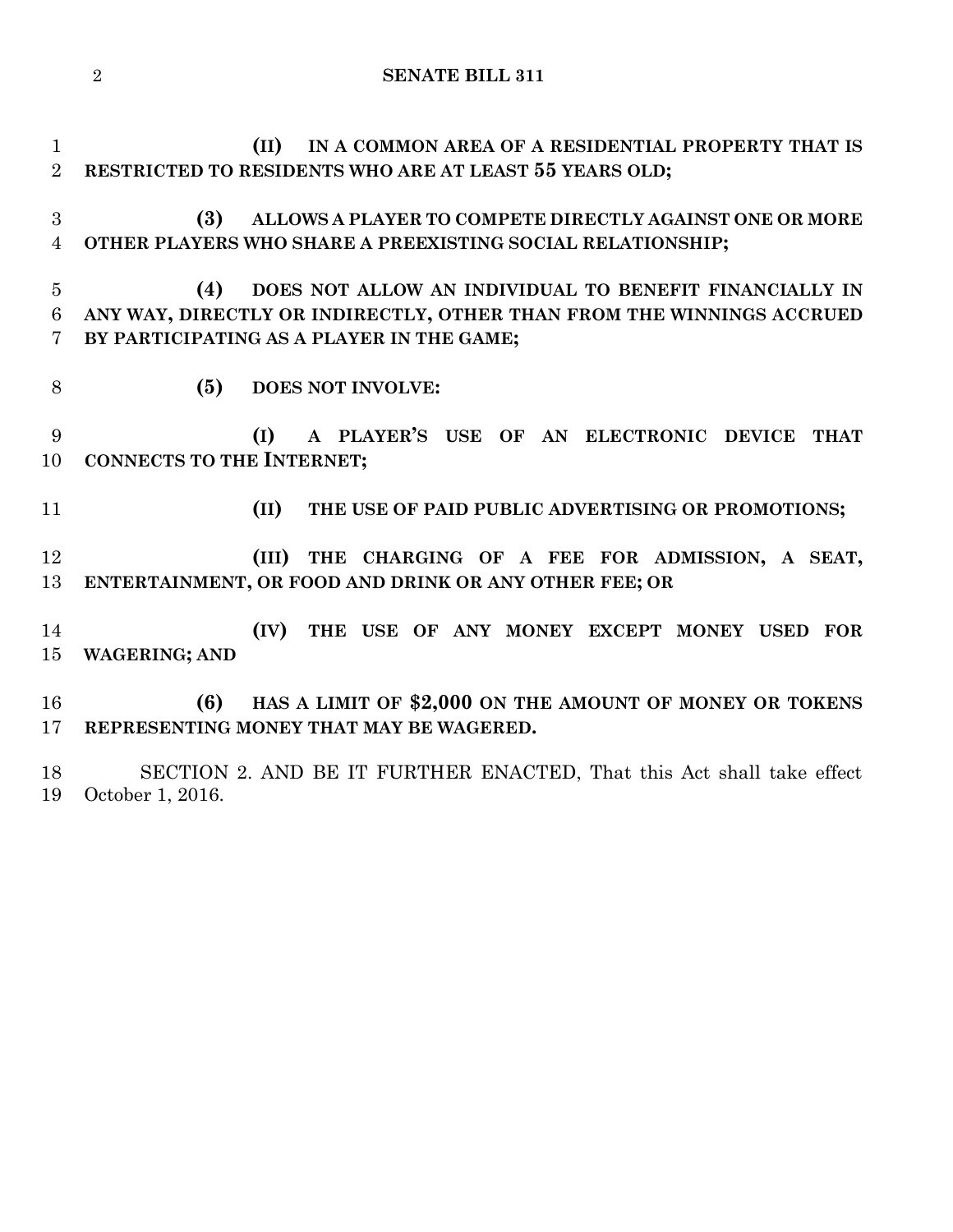**(II) IN A COMMON AREA OF A RESIDENTIAL PROPERTY THAT IS RESTRICTED TO RESIDENTS WHO ARE AT LEAST 55 YEARS OLD;**

**(3) ALLOWS A PLAYER TO COMPETE DIRECTLY AGAINST ONE OR MORE OTHER PLAYERS WHO SHARE A PREEXISTING SOCIAL RELATIONSHIP;**

**(4) DOES NOT ALLOW AN INDIVIDUAL TO BENEFIT FINANCIALLY IN ANY WAY, DIRECTLY OR INDIRECTLY, OTHER THAN FROM THE WINNINGS ACCRUED BY PARTICIPATING AS A PLAYER IN THE GAME;**

**(5) DOES NOT INVOLVE:**

**(I) A PLAYER'S USE OF AN ELECTRONIC DEVICE THAT CONNECTS TO THE INTERNET;**

**(II) THE USE OF PAID PUBLIC ADVERTISING OR PROMOTIONS;**

**(III) THE CHARGING OF A FEE FOR ADMISSION, A SEAT, ENTERTAINMENT, OR FOOD AND DRINK OR ANY OTHER FEE; OR**

**(IV) THE USE OF ANY MONEY EXCEPT MONEY USED FOR WAGERING; AND**

**(6) HAS A LIMIT OF $2,000 ON THE AMOUNT OF MONEY OR TOKENS REPRESENTING MONEY THAT MAY BE WAGERED.**

SECTION 2. AND BE IT FURTHER ENACTED, That this Act shall take effect October 1, 2016.